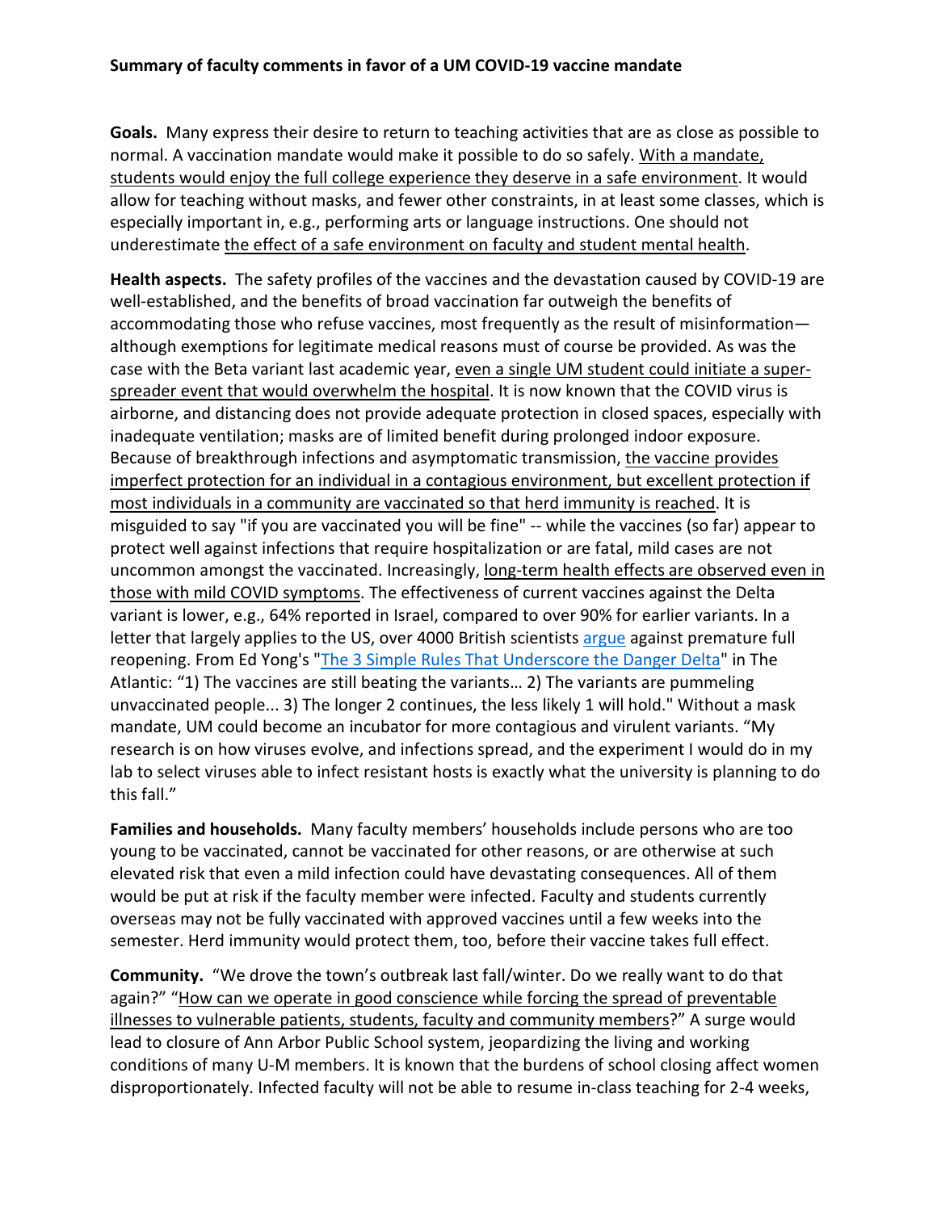**Summary of faculty comments in favor of a UM COVID-19 vaccine mandate**

**Goals.** Many express their desire to return to teaching activities that are as close as possible to normal. A vaccination mandate would make it possible to do so safely. <u>With a mandate, students would enjoy the full college experience they deserve in a safe environment</u>. It would allow for teaching without masks, and fewer other constraints, in at least some classes, which is especially important in, e.g., performing arts or language instructions. One should not underestimate <u>the effect of a safe environment on faculty and student mental health</u>.

**Health aspects.** The safety profiles of the vaccines and the devastation caused by COVID-19 are well-established, and the benefits of broad vaccination far outweigh the benefits of accommodating those who refuse vaccines, most frequently as the result of misinformation—although exemptions for legitimate medical reasons must of course be provided. As was the case with the Beta variant last academic year, <u>even a single UM student could initiate a super-spreader event that would overwhelm the hospital</u>. It is now known that the COVID virus is airborne, and distancing does not provide adequate protection in closed spaces, especially with inadequate ventilation; masks are of limited benefit during prolonged indoor exposure. Because of breakthrough infections and asymptomatic transmission, <u>the vaccine provides imperfect protection for an individual in a contagious environment, but excellent protection if most individuals in a community are vaccinated so that herd immunity is reached</u>. It is misguided to say "if you are vaccinated you will be fine" -- while the vaccines (so far) appear to protect well against infections that require hospitalization or are fatal, mild cases are not uncommon amongst the vaccinated. Increasingly, <u>long-term health effects are observed even in those with mild COVID symptoms</u>. The effectiveness of current vaccines against the Delta variant is lower, e.g., 64% reported in Israel, compared to over 90% for earlier variants. In a letter that largely applies to the US, over 4000 British scientists argue against premature full reopening. From Ed Yong's "The 3 Simple Rules That Underscore the Danger Delta" in The Atlantic: "1) The vaccines are still beating the variants… 2) The variants are pummeling unvaccinated people... 3) The longer 2 continues, the less likely 1 will hold." Without a mask mandate, UM could become an incubator for more contagious and virulent variants. "My research is on how viruses evolve, and infections spread, and the experiment I would do in my lab to select viruses able to infect resistant hosts is exactly what the university is planning to do this fall."

**Families and households.** Many faculty members' households include persons who are too young to be vaccinated, cannot be vaccinated for other reasons, or are otherwise at such elevated risk that even a mild infection could have devastating consequences. All of them would be put at risk if the faculty member were infected. Faculty and students currently overseas may not be fully vaccinated with approved vaccines until a few weeks into the semester. Herd immunity would protect them, too, before their vaccine takes full effect.

**Community.** "We drove the town's outbreak last fall/winter. Do we really want to do that again?" "<u>How can we operate in good conscience while forcing the spread of preventable illnesses to vulnerable patients, students, faculty and community members</u>?" A surge would lead to closure of Ann Arbor Public School system, jeopardizing the living and working conditions of many U-M members. It is known that the burdens of school closing affect women disproportionately. Infected faculty will not be able to resume in-class teaching for 2-4 weeks,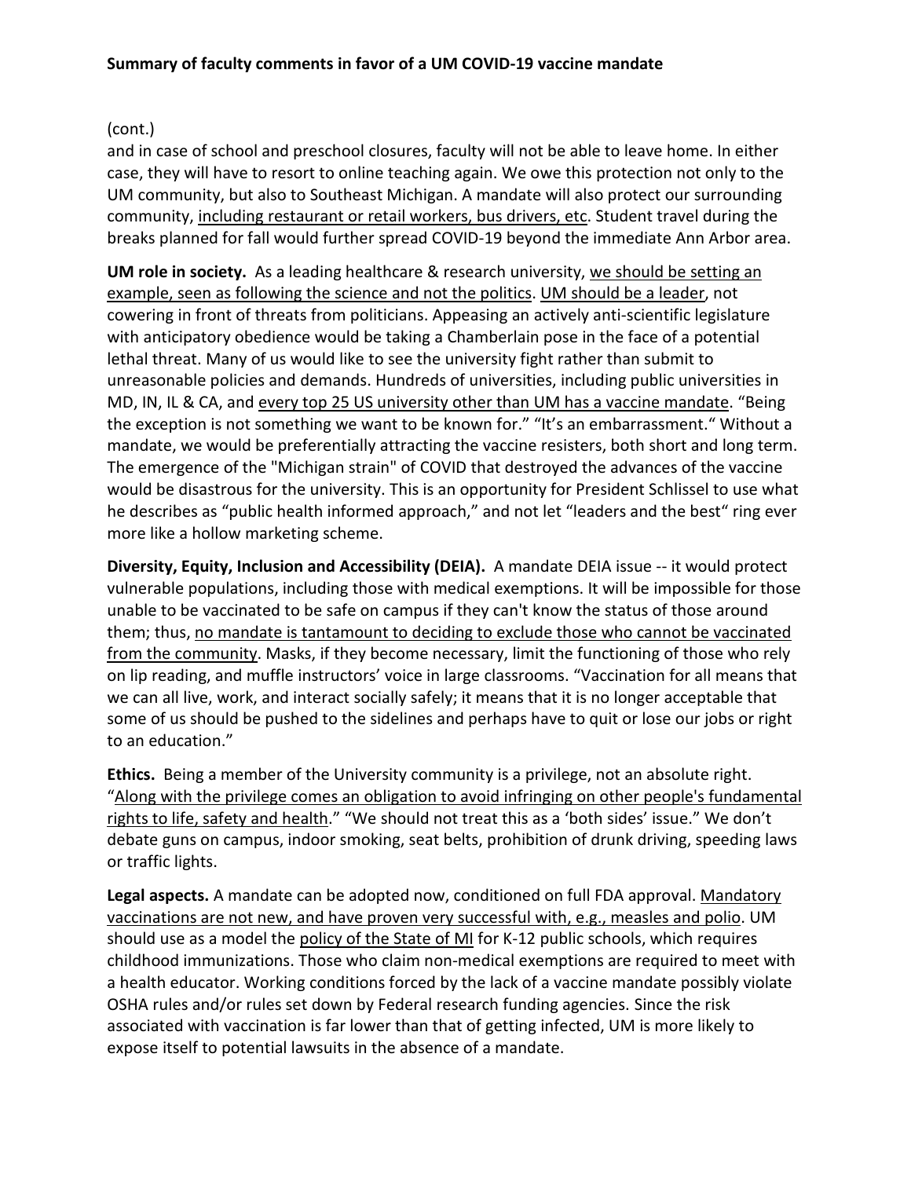**Summary of faculty comments in favor of a UM COVID-19 vaccine mandate**

(cont.)

and in case of school and preschool closures, faculty will not be able to leave home. In either case, they will have to resort to online teaching again. We owe this protection not only to the UM community, but also to Southeast Michigan. A mandate will also protect our surrounding community, <u>including restaurant or retail workers, bus drivers, etc</u>. Student travel during the breaks planned for fall would further spread COVID-19 beyond the immediate Ann Arbor area.

**UM role in society.** As a leading healthcare & research university, <u>we should be setting an example, seen as following the science and not the politics</u>. <u>UM should be a leader</u>, not cowering in front of threats from politicians. Appeasing an actively anti-scientific legislature with anticipatory obedience would be taking a Chamberlain pose in the face of a potential lethal threat. Many of us would like to see the university fight rather than submit to unreasonable policies and demands. Hundreds of universities, including public universities in MD, IN, IL & CA, and <u>every top 25 US university other than UM has a vaccine mandate</u>. "Being the exception is not something we want to be known for." "It's an embarrassment." Without a mandate, we would be preferentially attracting the vaccine resisters, both short and long term. The emergence of the "Michigan strain" of COVID that destroyed the advances of the vaccine would be disastrous for the university. This is an opportunity for President Schlissel to use what he describes as "public health informed approach," and not let "leaders and the best" ring ever more like a hollow marketing scheme.

**Diversity, Equity, Inclusion and Accessibility (DEIA).** A mandate DEIA issue -- it would protect vulnerable populations, including those with medical exemptions. It will be impossible for those unable to be vaccinated to be safe on campus if they can't know the status of those around them; thus, <u>no mandate is tantamount to deciding to exclude those who cannot be vaccinated from the community</u>. Masks, if they become necessary, limit the functioning of those who rely on lip reading, and muffle instructors' voice in large classrooms. "Vaccination for all means that we can all live, work, and interact socially safely; it means that it is no longer acceptable that some of us should be pushed to the sidelines and perhaps have to quit or lose our jobs or right to an education."

**Ethics.** Being a member of the University community is a privilege, not an absolute right. "<u>Along with the privilege comes an obligation to avoid infringing on other people's fundamental rights to life, safety and health</u>." "We should not treat this as a 'both sides' issue." We don't debate guns on campus, indoor smoking, seat belts, prohibition of drunk driving, speeding laws or traffic lights.

**Legal aspects.** A mandate can be adopted now, conditioned on full FDA approval. <u>Mandatory vaccinations are not new, and have proven very successful with, e.g., measles and polio</u>. UM should use as a model the <u>policy of the State of MI</u> for K-12 public schools, which requires childhood immunizations. Those who claim non-medical exemptions are required to meet with a health educator. Working conditions forced by the lack of a vaccine mandate possibly violate OSHA rules and/or rules set down by Federal research funding agencies. Since the risk associated with vaccination is far lower than that of getting infected, UM is more likely to expose itself to potential lawsuits in the absence of a mandate.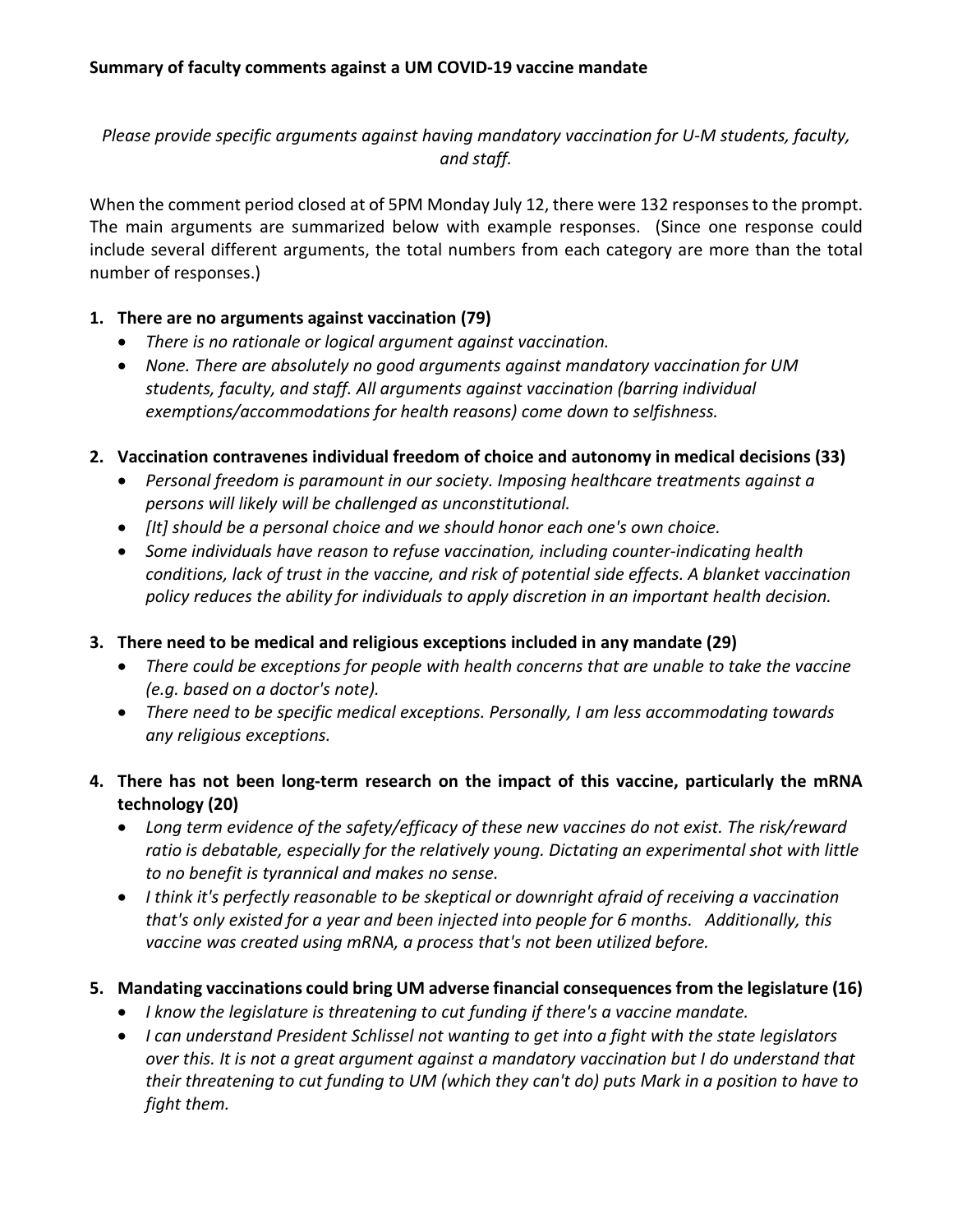**Summary of faculty comments against a UM COVID-19 vaccine mandate**

*Please provide specific arguments against having mandatory vaccination for U-M students, faculty, and staff.*

When the comment period closed at of 5PM Monday July 12, there were 132 responses to the prompt. The main arguments are summarized below with example responses. (Since one response could include several different arguments, the total numbers from each category are more than the total number of responses.)

1. **There are no arguments against vaccination (79)**
   - *There is no rationale or logical argument against vaccination.*
   - *None. There are absolutely no good arguments against mandatory vaccination for UM students, faculty, and staff. All arguments against vaccination (barring individual exemptions/accommodations for health reasons) come down to selfishness.*
2. **Vaccination contravenes individual freedom of choice and autonomy in medical decisions (33)**
   - *Personal freedom is paramount in our society. Imposing healthcare treatments against a persons will likely will be challenged as unconstitutional.*
   - *[It] should be a personal choice and we should honor each one's own choice.*
   - *Some individuals have reason to refuse vaccination, including counter-indicating health conditions, lack of trust in the vaccine, and risk of potential side effects. A blanket vaccination policy reduces the ability for individuals to apply discretion in an important health decision.*
3. **There need to be medical and religious exceptions included in any mandate (29)**
   - *There could be exceptions for people with health concerns that are unable to take the vaccine (e.g. based on a doctor's note).*
   - *There need to be specific medical exceptions. Personally, I am less accommodating towards any religious exceptions.*
4. **There has not been long-term research on the impact of this vaccine, particularly the mRNA technology (20)**
   - *Long term evidence of the safety/efficacy of these new vaccines do not exist. The risk/reward ratio is debatable, especially for the relatively young. Dictating an experimental shot with little to no benefit is tyrannical and makes no sense.*
   - *I think it's perfectly reasonable to be skeptical or downright afraid of receiving a vaccination that's only existed for a year and been injected into people for 6 months. Additionally, this vaccine was created using mRNA, a process that's not been utilized before.*
5. **Mandating vaccinations could bring UM adverse financial consequences from the legislature (16)**
   - *I know the legislature is threatening to cut funding if there's a vaccine mandate.*
   - *I can understand President Schlissel not wanting to get into a fight with the state legislators over this. It is not a great argument against a mandatory vaccination but I do understand that their threatening to cut funding to UM (which they can't do) puts Mark in a position to have to fight them.*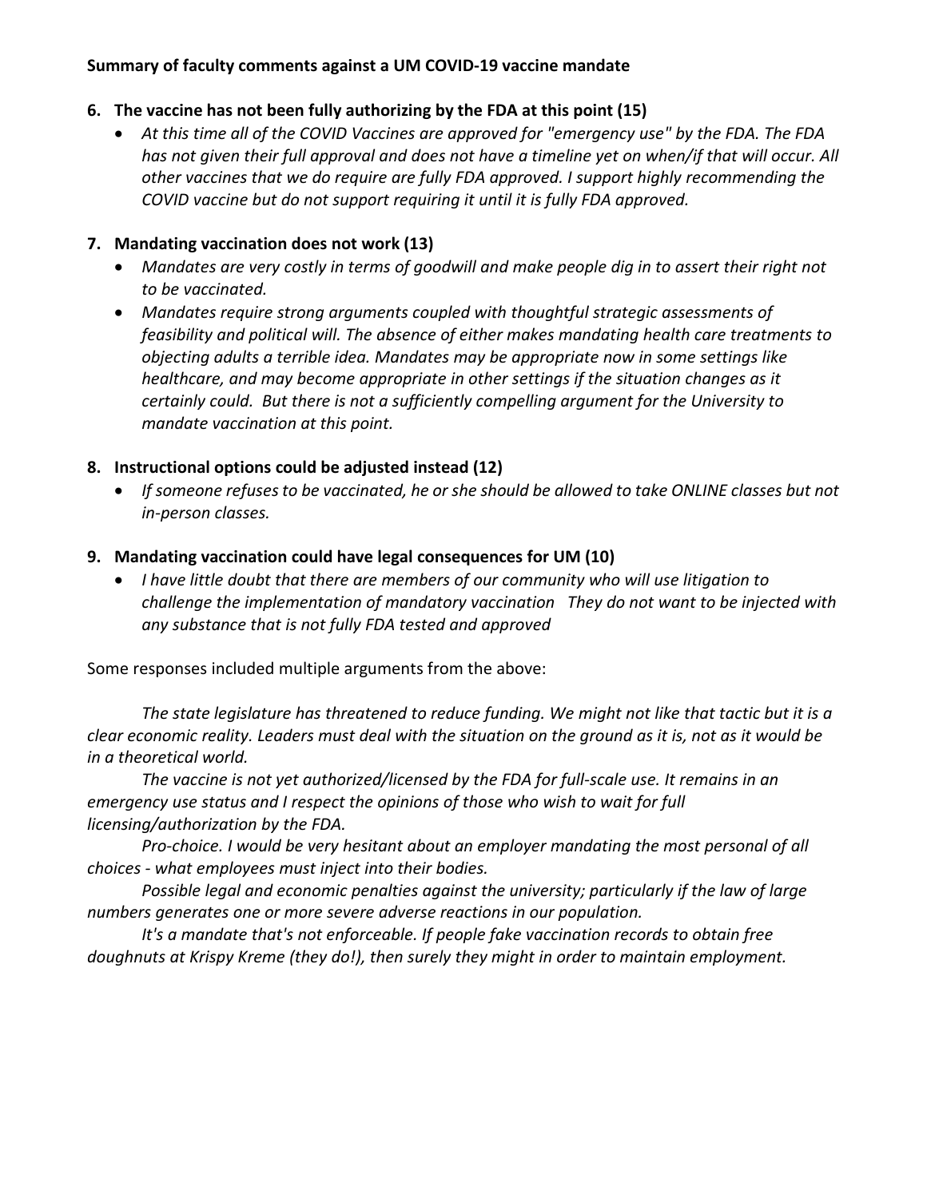**Summary of faculty comments against a UM COVID-19 vaccine mandate**

6. **The vaccine has not been fully authorizing by the FDA at this point (15)**
   - *At this time all of the COVID Vaccines are approved for "emergency use" by the FDA. The FDA has not given their full approval and does not have a timeline yet on when/if that will occur. All other vaccines that we do require are fully FDA approved. I support highly recommending the COVID vaccine but do not support requiring it until it is fully FDA approved.*

7. **Mandating vaccination does not work (13)**
   - *Mandates are very costly in terms of goodwill and make people dig in to assert their right not to be vaccinated.*
   - *Mandates require strong arguments coupled with thoughtful strategic assessments of feasibility and political will. The absence of either makes mandating health care treatments to objecting adults a terrible idea. Mandates may be appropriate now in some settings like healthcare, and may become appropriate in other settings if the situation changes as it certainly could. But there is not a sufficiently compelling argument for the University to mandate vaccination at this point.*

8. **Instructional options could be adjusted instead (12)**
   - *If someone refuses to be vaccinated, he or she should be allowed to take ONLINE classes but not in-person classes.*

9. **Mandating vaccination could have legal consequences for UM (10)**
   - *I have little doubt that there are members of our community who will use litigation to challenge the implementation of mandatory vaccination They do not want to be injected with any substance that is not fully FDA tested and approved*

Some responses included multiple arguments from the above:

*The state legislature has threatened to reduce funding. We might not like that tactic but it is a clear economic reality. Leaders must deal with the situation on the ground as it is, not as it would be in a theoretical world.*

*The vaccine is not yet authorized/licensed by the FDA for full-scale use. It remains in an emergency use status and I respect the opinions of those who wish to wait for full licensing/authorization by the FDA.*

*Pro-choice. I would be very hesitant about an employer mandating the most personal of all choices - what employees must inject into their bodies.*

*Possible legal and economic penalties against the university; particularly if the law of large numbers generates one or more severe adverse reactions in our population.*

*It's a mandate that's not enforceable. If people fake vaccination records to obtain free doughnuts at Krispy Kreme (they do!), then surely they might in order to maintain employment.*